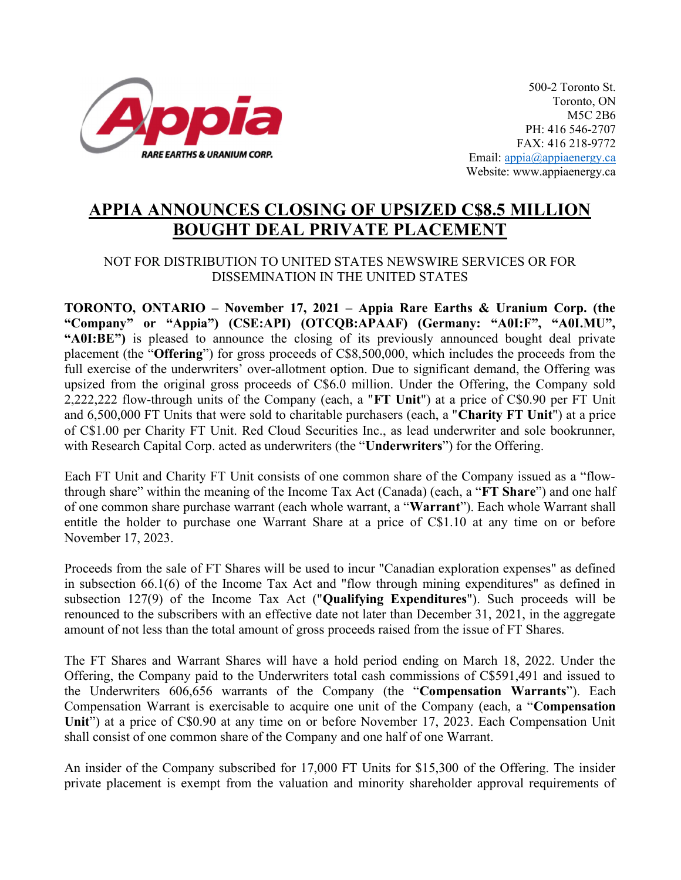Appia RARE EARTHS & URANIUM CORP.

500-2 Toronto St.
Toronto, ON
M5C 2B6
PH: 416 546-2707
FAX: 416 218-9772
Email: appia@appiaenergy.ca
Website: www.appiaenergy.ca

# APPIA ANNOUNCES CLOSING OF UPSIZED C$8.5 MILLION BOUGHT DEAL PRIVATE PLACEMENT

NOT FOR DISTRIBUTION TO UNITED STATES NEWSWIRE SERVICES OR FOR DISSEMINATION IN THE UNITED STATES

**TORONTO, ONTARIO – November 17, 2021 – Appia Rare Earths & Uranium Corp. (the "Company" or "Appia") (CSE:API) (OTCQB:APAAF) (Germany: "A0I:F", "A0I.MU", "A0I:BE")** is pleased to announce the closing of its previously announced bought deal private placement (the "**Offering**") for gross proceeds of C$8,500,000, which includes the proceeds from the full exercise of the underwriters' over-allotment option. Due to significant demand, the Offering was upsized from the original gross proceeds of C$6.0 million. Under the Offering, the Company sold 2,222,222 flow-through units of the Company (each, a "**FT Unit**") at a price of C$0.90 per FT Unit and 6,500,000 FT Units that were sold to charitable purchasers (each, a "**Charity FT Unit**") at a price of C$1.00 per Charity FT Unit. Red Cloud Securities Inc., as lead underwriter and sole bookrunner, with Research Capital Corp. acted as underwriters (the "**Underwriters**") for the Offering.

Each FT Unit and Charity FT Unit consists of one common share of the Company issued as a "flow-through share" within the meaning of the Income Tax Act (Canada) (each, a "**FT Share**") and one half of one common share purchase warrant (each whole warrant, a "**Warrant**"). Each whole Warrant shall entitle the holder to purchase one Warrant Share at a price of C$1.10 at any time on or before November 17, 2023.

Proceeds from the sale of FT Shares will be used to incur "Canadian exploration expenses" as defined in subsection 66.1(6) of the Income Tax Act and "flow through mining expenditures" as defined in subsection 127(9) of the Income Tax Act ("**Qualifying Expenditures**"). Such proceeds will be renounced to the subscribers with an effective date not later than December 31, 2021, in the aggregate amount of not less than the total amount of gross proceeds raised from the issue of FT Shares.

The FT Shares and Warrant Shares will have a hold period ending on March 18, 2022. Under the Offering, the Company paid to the Underwriters total cash commissions of C$591,491 and issued to the Underwriters 606,656 warrants of the Company (the "**Compensation Warrants**"). Each Compensation Warrant is exercisable to acquire one unit of the Company (each, a "**Compensation Unit**") at a price of C$0.90 at any time on or before November 17, 2023. Each Compensation Unit shall consist of one common share of the Company and one half of one Warrant.

An insider of the Company subscribed for 17,000 FT Units for $15,300 of the Offering. The insider private placement is exempt from the valuation and minority shareholder approval requirements of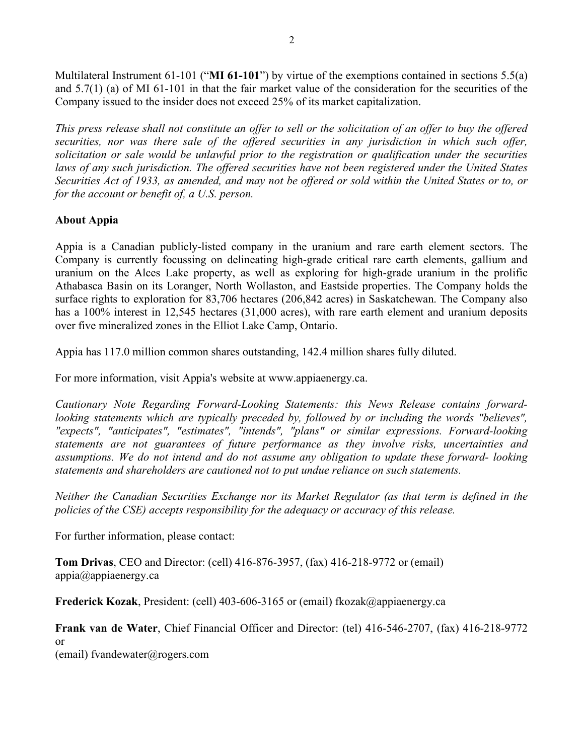Multilateral Instrument 61-101 ("**MI 61-101**") by virtue of the exemptions contained in sections 5.5(a) and 5.7(1) (a) of MI 61-101 in that the fair market value of the consideration for the securities of the Company issued to the insider does not exceed 25% of its market capitalization.

*This press release shall not constitute an offer to sell or the solicitation of an offer to buy the offered securities, nor was there sale of the offered securities in any jurisdiction in which such offer, solicitation or sale would be unlawful prior to the registration or qualification under the securities laws of any such jurisdiction. The offered securities have not been registered under the United States Securities Act of 1933, as amended, and may not be offered or sold within the United States or to, or for the account or benefit of, a U.S. person.*

**About Appia**

Appia is a Canadian publicly-listed company in the uranium and rare earth element sectors. The Company is currently focussing on delineating high-grade critical rare earth elements, gallium and uranium on the Alces Lake property, as well as exploring for high-grade uranium in the prolific Athabasca Basin on its Loranger, North Wollaston, and Eastside properties. The Company holds the surface rights to exploration for 83,706 hectares (206,842 acres) in Saskatchewan. The Company also has a 100% interest in 12,545 hectares (31,000 acres), with rare earth element and uranium deposits over five mineralized zones in the Elliot Lake Camp, Ontario.

Appia has 117.0 million common shares outstanding, 142.4 million shares fully diluted.

For more information, visit Appia's website at www.appiaenergy.ca.

*Cautionary Note Regarding Forward-Looking Statements: this News Release contains forward-looking statements which are typically preceded by, followed by or including the words "believes", "expects", "anticipates", "estimates", "intends", "plans" or similar expressions. Forward-looking statements are not guarantees of future performance as they involve risks, uncertainties and assumptions. We do not intend and do not assume any obligation to update these forward- looking statements and shareholders are cautioned not to put undue reliance on such statements.*

*Neither the Canadian Securities Exchange nor its Market Regulator (as that term is defined in the policies of the CSE) accepts responsibility for the adequacy or accuracy of this release.*

For further information, please contact:

**Tom Drivas**, CEO and Director: (cell) 416-876-3957, (fax) 416-218-9772 or (email) appia@appiaenergy.ca

**Frederick Kozak**, President: (cell) 403-606-3165 or (email) fkozak@appiaenergy.ca

**Frank van de Water**, Chief Financial Officer and Director: (tel) 416-546-2707, (fax) 416-218-9772 or
(email) fvandewater@rogers.com